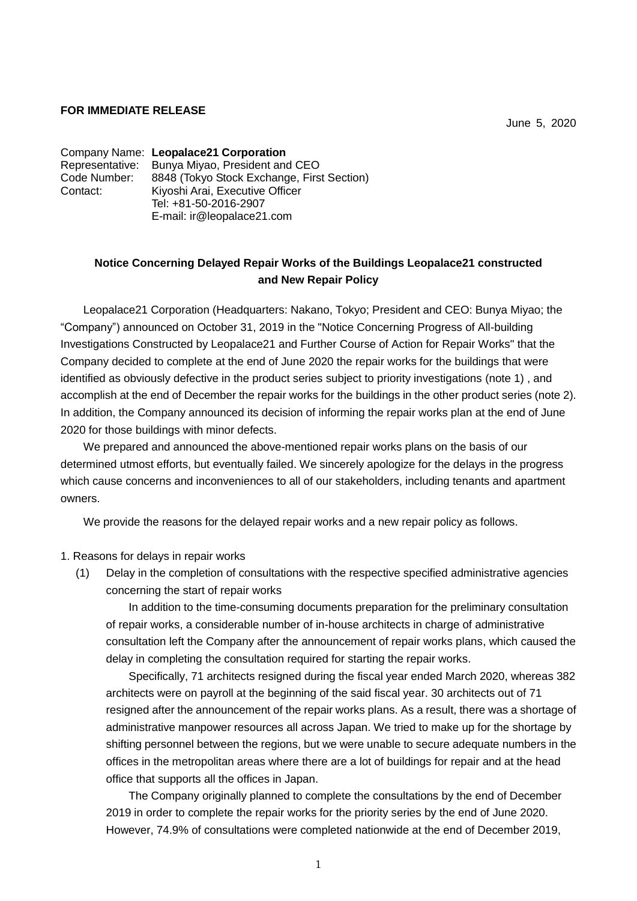**FOR IMMEDIATE RELEASE**

June 5, 2020

Company Name: **Leopalace21 Corporation**
Representative: Bunya Miyao, President and CEO
Code Number: 8848 (Tokyo Stock Exchange, First Section)
Contact: Kiyoshi Arai, Executive Officer
Tel: +81-50-2016-2907
E-mail: ir@leopalace21.com

## Notice Concerning Delayed Repair Works of the Buildings Leopalace21 constructed and New Repair Policy

Leopalace21 Corporation (Headquarters: Nakano, Tokyo; President and CEO: Bunya Miyao; the "Company") announced on October 31, 2019 in the "Notice Concerning Progress of All-building Investigations Constructed by Leopalace21 and Further Course of Action for Repair Works" that the Company decided to complete at the end of June 2020 the repair works for the buildings that were identified as obviously defective in the product series subject to priority investigations (note 1) , and accomplish at the end of December the repair works for the buildings in the other product series (note 2). In addition, the Company announced its decision of informing the repair works plan at the end of June 2020 for those buildings with minor defects.

We prepared and announced the above-mentioned repair works plans on the basis of our determined utmost efforts, but eventually failed. We sincerely apologize for the delays in the progress which cause concerns and inconveniences to all of our stakeholders, including tenants and apartment owners.

We provide the reasons for the delayed repair works and a new repair policy as follows.

1. Reasons for delays in repair works

(1) Delay in the completion of consultations with the respective specified administrative agencies concerning the start of repair works

In addition to the time-consuming documents preparation for the preliminary consultation of repair works, a considerable number of in-house architects in charge of administrative consultation left the Company after the announcement of repair works plans, which caused the delay in completing the consultation required for starting the repair works.

Specifically, 71 architects resigned during the fiscal year ended March 2020, whereas 382 architects were on payroll at the beginning of the said fiscal year. 30 architects out of 71 resigned after the announcement of the repair works plans. As a result, there was a shortage of administrative manpower resources all across Japan. We tried to make up for the shortage by shifting personnel between the regions, but we were unable to secure adequate numbers in the offices in the metropolitan areas where there are a lot of buildings for repair and at the head office that supports all the offices in Japan.

The Company originally planned to complete the consultations by the end of December 2019 in order to complete the repair works for the priority series by the end of June 2020. However, 74.9% of consultations were completed nationwide at the end of December 2019,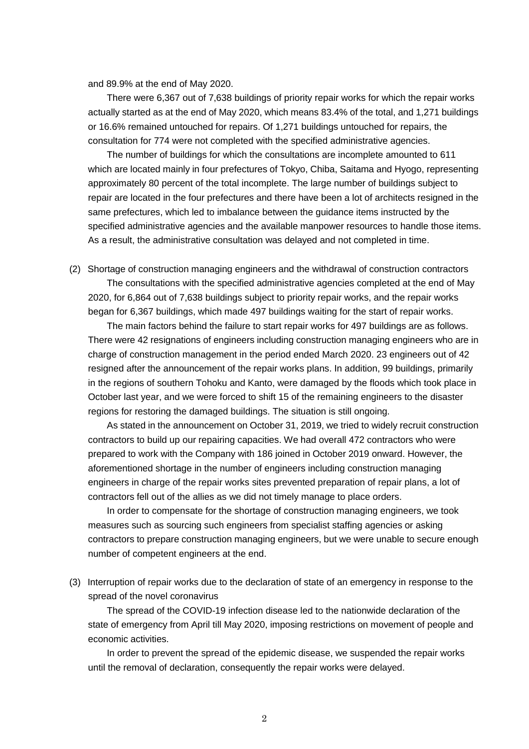and 89.9% at the end of May 2020.

There were 6,367 out of 7,638 buildings of priority repair works for which the repair works actually started as at the end of May 2020, which means 83.4% of the total, and 1,271 buildings or 16.6% remained untouched for repairs. Of 1,271 buildings untouched for repairs, the consultation for 774 were not completed with the specified administrative agencies.

The number of buildings for which the consultations are incomplete amounted to 611 which are located mainly in four prefectures of Tokyo, Chiba, Saitama and Hyogo, representing approximately 80 percent of the total incomplete. The large number of buildings subject to repair are located in the four prefectures and there have been a lot of architects resigned in the same prefectures, which led to imbalance between the guidance items instructed by the specified administrative agencies and the available manpower resources to handle those items. As a result, the administrative consultation was delayed and not completed in time.

(2) Shortage of construction managing engineers and the withdrawal of construction contractors

The consultations with the specified administrative agencies completed at the end of May 2020, for 6,864 out of 7,638 buildings subject to priority repair works, and the repair works began for 6,367 buildings, which made 497 buildings waiting for the start of repair works.

The main factors behind the failure to start repair works for 497 buildings are as follows. There were 42 resignations of engineers including construction managing engineers who are in charge of construction management in the period ended March 2020. 23 engineers out of 42 resigned after the announcement of the repair works plans. In addition, 99 buildings, primarily in the regions of southern Tohoku and Kanto, were damaged by the floods which took place in October last year, and we were forced to shift 15 of the remaining engineers to the disaster regions for restoring the damaged buildings. The situation is still ongoing.

As stated in the announcement on October 31, 2019, we tried to widely recruit construction contractors to build up our repairing capacities. We had overall 472 contractors who were prepared to work with the Company with 186 joined in October 2019 onward. However, the aforementioned shortage in the number of engineers including construction managing engineers in charge of the repair works sites prevented preparation of repair plans, a lot of contractors fell out of the allies as we did not timely manage to place orders.

In order to compensate for the shortage of construction managing engineers, we took measures such as sourcing such engineers from specialist staffing agencies or asking contractors to prepare construction managing engineers, but we were unable to secure enough number of competent engineers at the end.

(3) Interruption of repair works due to the declaration of state of an emergency in response to the spread of the novel coronavirus

The spread of the COVID-19 infection disease led to the nationwide declaration of the state of emergency from April till May 2020, imposing restrictions on movement of people and economic activities.

In order to prevent the spread of the epidemic disease, we suspended the repair works until the removal of declaration, consequently the repair works were delayed.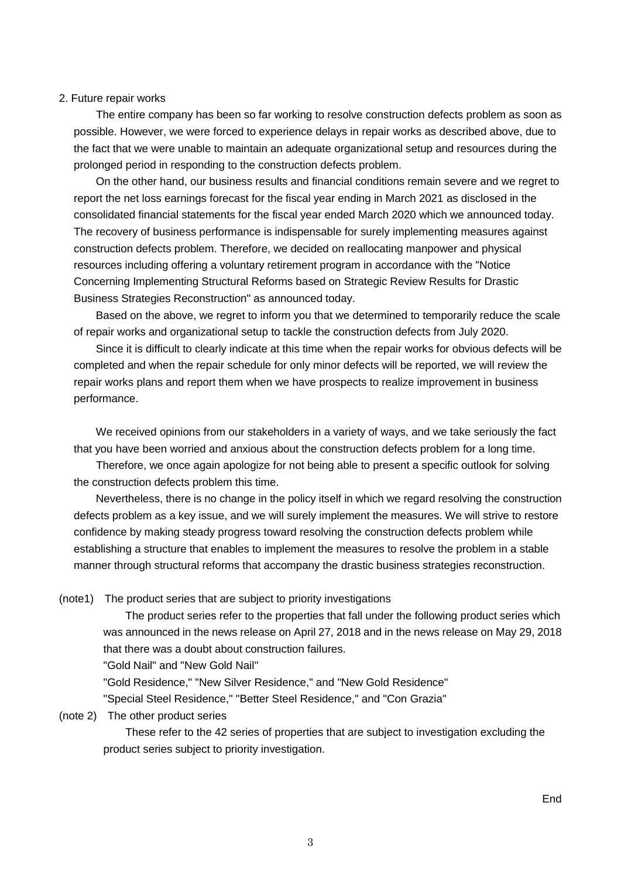## 2. Future repair works

The entire company has been so far working to resolve construction defects problem as soon as possible. However, we were forced to experience delays in repair works as described above, due to the fact that we were unable to maintain an adequate organizational setup and resources during the prolonged period in responding to the construction defects problem.

On the other hand, our business results and financial conditions remain severe and we regret to report the net loss earnings forecast for the fiscal year ending in March 2021 as disclosed in the consolidated financial statements for the fiscal year ended March 2020 which we announced today. The recovery of business performance is indispensable for surely implementing measures against construction defects problem. Therefore, we decided on reallocating manpower and physical resources including offering a voluntary retirement program in accordance with the "Notice Concerning Implementing Structural Reforms based on Strategic Review Results for Drastic Business Strategies Reconstruction" as announced today.

Based on the above, we regret to inform you that we determined to temporarily reduce the scale of repair works and organizational setup to tackle the construction defects from July 2020.

Since it is difficult to clearly indicate at this time when the repair works for obvious defects will be completed and when the repair schedule for only minor defects will be reported, we will review the repair works plans and report them when we have prospects to realize improvement in business performance.

We received opinions from our stakeholders in a variety of ways, and we take seriously the fact that you have been worried and anxious about the construction defects problem for a long time.

Therefore, we once again apologize for not being able to present a specific outlook for solving the construction defects problem this time.

Nevertheless, there is no change in the policy itself in which we regard resolving the construction defects problem as a key issue, and we will surely implement the measures. We will strive to restore confidence by making steady progress toward resolving the construction defects problem while establishing a structure that enables to implement the measures to resolve the problem in a stable manner through structural reforms that accompany the drastic business strategies reconstruction.

(note1) The product series that are subject to priority investigations

The product series refer to the properties that fall under the following product series which was announced in the news release on April 27, 2018 and in the news release on May 29, 2018 that there was a doubt about construction failures.

"Gold Nail" and "New Gold Nail"

"Gold Residence," "New Silver Residence," and "New Gold Residence"

"Special Steel Residence," "Better Steel Residence," and "Con Grazia"

(note 2) The other product series

These refer to the 42 series of properties that are subject to investigation excluding the product series subject to priority investigation.

End